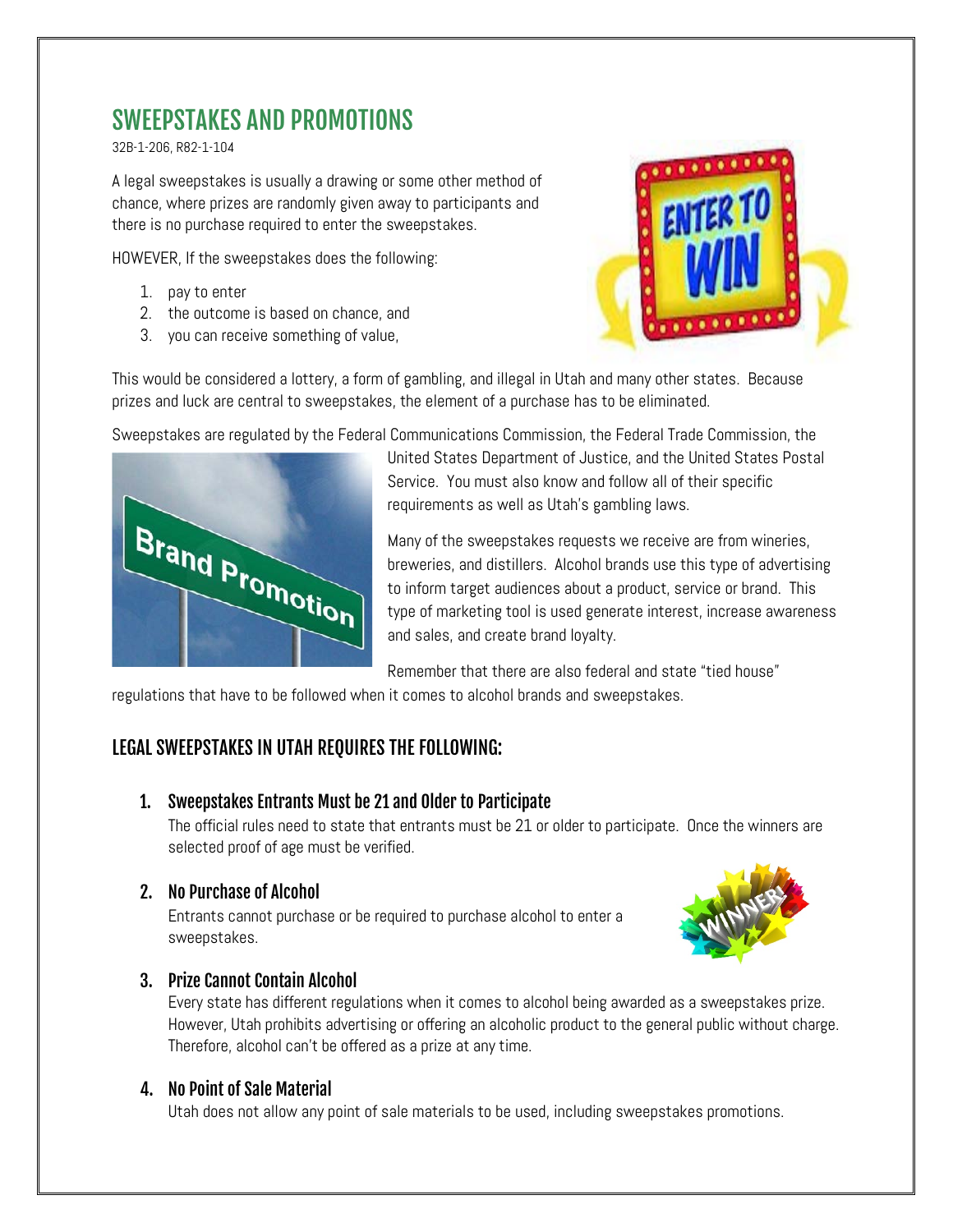# SWEEPSTAKES AND PROMOTIONS

32B-1-206, R82-1-104

A legal sweepstakes is usually a drawing or some other method of chance, where prizes are randomly given away to participants and there is no purchase required to enter the sweepstakes.

HOWEVER, If the sweepstakes does the following:

1. pay to enter
2. the outcome is based on chance, and
3. you can receive something of value,

This would be considered a lottery, a form of gambling, and illegal in Utah and many other states. Because prizes and luck are central to sweepstakes, the element of a purchase has to be eliminated.

Sweepstakes are regulated by the Federal Communications Commission, the Federal Trade Commission, the United States Department of Justice, and the United States Postal Service. You must also know and follow all of their specific requirements as well as Utah's gambling laws.

Many of the sweepstakes requests we receive are from wineries, breweries, and distillers. Alcohol brands use this type of advertising to inform target audiences about a product, service or brand. This type of marketing tool is used generate interest, increase awareness and sales, and create brand loyalty.

Remember that there are also federal and state "tied house" regulations that have to be followed when it comes to alcohol brands and sweepstakes.

## LEGAL SWEEPSTAKES IN UTAH REQUIRES THE FOLLOWING:

### 1. Sweepstakes Entrants Must be 21 and Older to Participate

The official rules need to state that entrants must be 21 or older to participate. Once the winners are selected proof of age must be verified.

### 2. No Purchase of Alcohol

Entrants cannot purchase or be required to purchase alcohol to enter a sweepstakes.

### 3. Prize Cannot Contain Alcohol

Every state has different regulations when it comes to alcohol being awarded as a sweepstakes prize. However, Utah prohibits advertising or offering an alcoholic product to the general public without charge. Therefore, alcohol can't be offered as a prize at any time.

### 4. No Point of Sale Material

Utah does not allow any point of sale materials to be used, including sweepstakes promotions.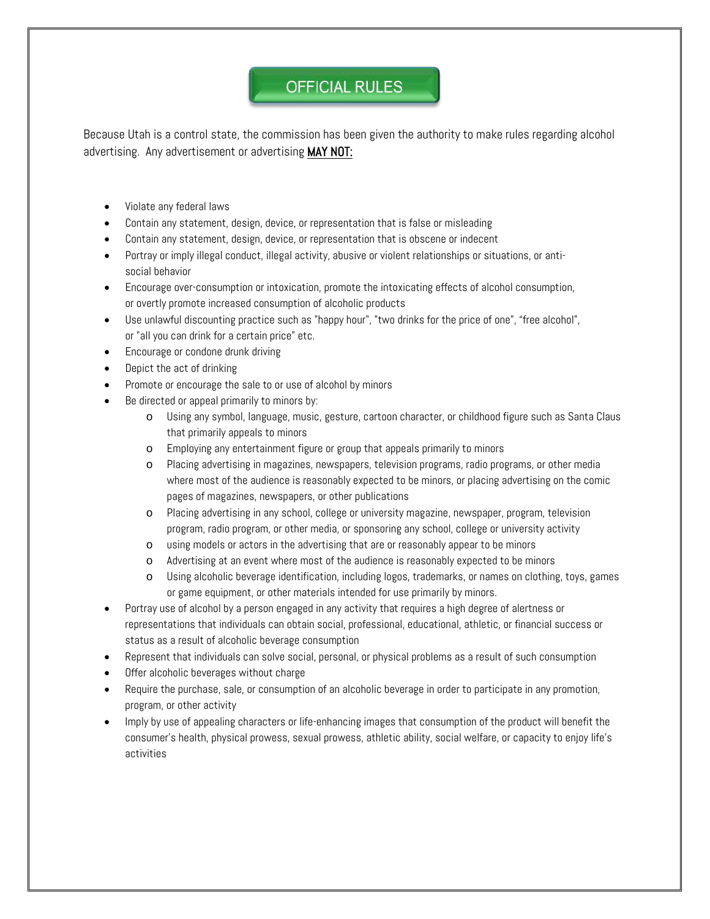# OFFICIAL RULES

Because Utah is a control state, the commission has been given the authority to make rules regarding alcohol advertising. Any advertisement or advertising **MAY NOT:**

- Violate any federal laws
- Contain any statement, design, device, or representation that is false or misleading
- Contain any statement, design, device, or representation that is obscene or indecent
- Portray or imply illegal conduct, illegal activity, abusive or violent relationships or situations, or anti-social behavior
- Encourage over-consumption or intoxication, promote the intoxicating effects of alcohol consumption, or overtly promote increased consumption of alcoholic products
- Use unlawful discounting practice such as "happy hour", "two drinks for the price of one", "free alcohol", or "all you can drink for a certain price" etc.
- Encourage or condone drunk driving
- Depict the act of drinking
- Promote or encourage the sale to or use of alcohol by minors
- Be directed or appeal primarily to minors by:
    - Using any symbol, language, music, gesture, cartoon character, or childhood figure such as Santa Claus that primarily appeals to minors
    - Employing any entertainment figure or group that appeals primarily to minors
    - Placing advertising in magazines, newspapers, television programs, radio programs, or other media where most of the audience is reasonably expected to be minors, or placing advertising on the comic pages of magazines, newspapers, or other publications
    - Placing advertising in any school, college or university magazine, newspaper, program, television program, radio program, or other media, or sponsoring any school, college or university activity
    - using models or actors in the advertising that are or reasonably appear to be minors
    - Advertising at an event where most of the audience is reasonably expected to be minors
    - Using alcoholic beverage identification, including logos, trademarks, or names on clothing, toys, games or game equipment, or other materials intended for use primarily by minors.
- Portray use of alcohol by a person engaged in any activity that requires a high degree of alertness or representations that individuals can obtain social, professional, educational, athletic, or financial success or status as a result of alcoholic beverage consumption
- Represent that individuals can solve social, personal, or physical problems as a result of such consumption
- Offer alcoholic beverages without charge
- Require the purchase, sale, or consumption of an alcoholic beverage in order to participate in any promotion, program, or other activity
- Imply by use of appealing characters or life-enhancing images that consumption of the product will benefit the consumer's health, physical prowess, sexual prowess, athletic ability, social welfare, or capacity to enjoy life's activities